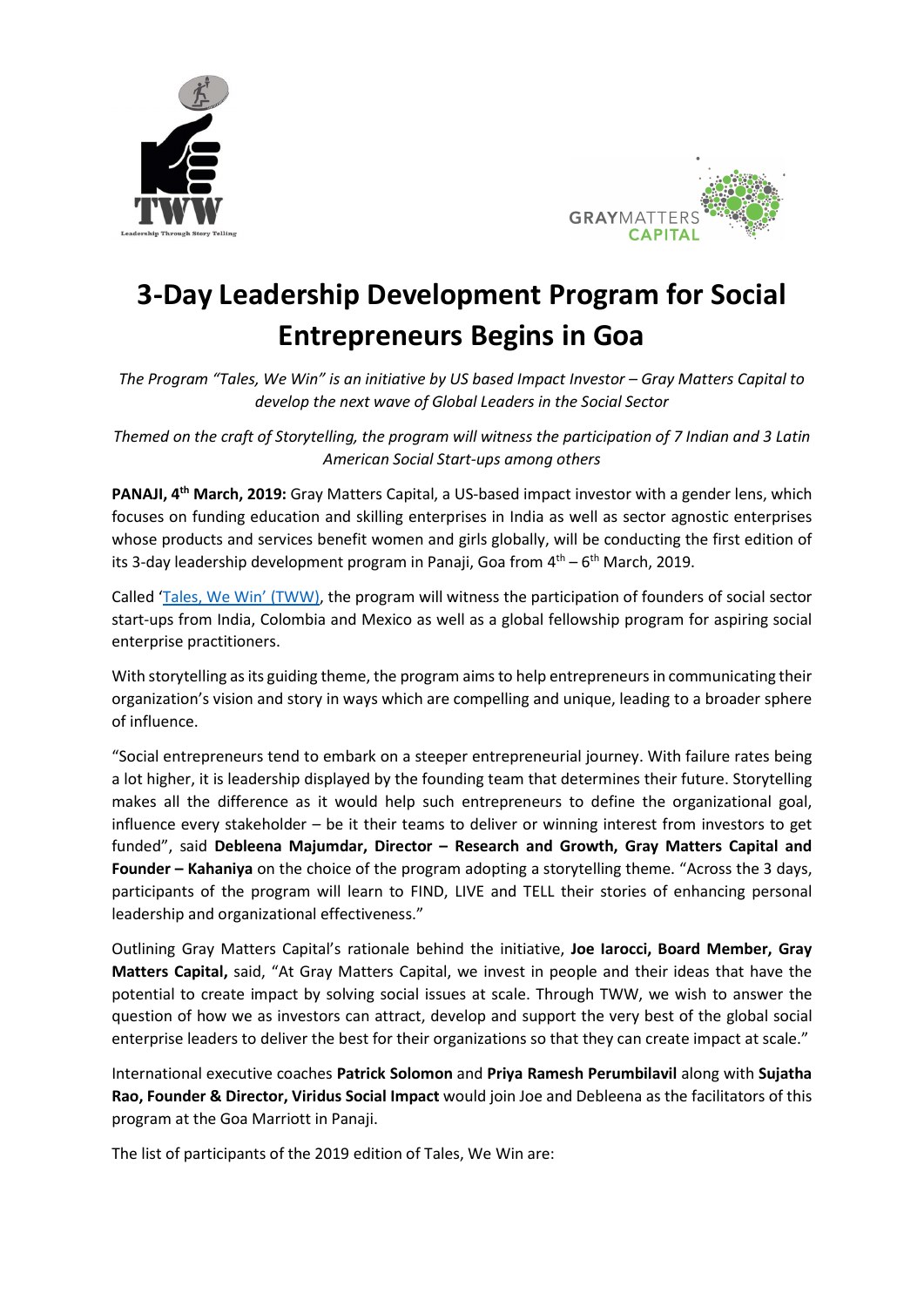# 3-Day Leadership Development Program for Social Entrepreneurs Begins in Goa

*The Program "Tales, We Win" is an initiative by US based Impact Investor – Gray Matters Capital to develop the next wave of Global Leaders in the Social Sector*

*Themed on the craft of Storytelling, the program will witness the participation of 7 Indian and 3 Latin American Social Start-ups among others*

**PANAJI, 4th March, 2019:** Gray Matters Capital, a US-based impact investor with a gender lens, which focuses on funding education and skilling enterprises in India as well as sector agnostic enterprises whose products and services benefit women and girls globally, will be conducting the first edition of its 3-day leadership development program in Panaji, Goa from 4th – 6th March, 2019.

Called 'Tales, We Win' (TWW), the program will witness the participation of founders of social sector start-ups from India, Colombia and Mexico as well as a global fellowship program for aspiring social enterprise practitioners.

With storytelling as its guiding theme, the program aims to help entrepreneurs in communicating their organization's vision and story in ways which are compelling and unique, leading to a broader sphere of influence.

"Social entrepreneurs tend to embark on a steeper entrepreneurial journey. With failure rates being a lot higher, it is leadership displayed by the founding team that determines their future. Storytelling makes all the difference as it would help such entrepreneurs to define the organizational goal, influence every stakeholder – be it their teams to deliver or winning interest from investors to get funded", said **Debleena Majumdar, Director – Research and Growth, Gray Matters Capital and Founder – Kahaniya** on the choice of the program adopting a storytelling theme. "Across the 3 days, participants of the program will learn to FIND, LIVE and TELL their stories of enhancing personal leadership and organizational effectiveness."

Outlining Gray Matters Capital's rationale behind the initiative, **Joe Iarocci, Board Member, Gray Matters Capital,** said, "At Gray Matters Capital, we invest in people and their ideas that have the potential to create impact by solving social issues at scale. Through TWW, we wish to answer the question of how we as investors can attract, develop and support the very best of the global social enterprise leaders to deliver the best for their organizations so that they can create impact at scale."

International executive coaches **Patrick Solomon** and **Priya Ramesh Perumbilavil** along with **Sujatha Rao, Founder & Director, Viridus Social Impact** would join Joe and Debleena as the facilitators of this program at the Goa Marriott in Panaji.

The list of participants of the 2019 edition of Tales, We Win are: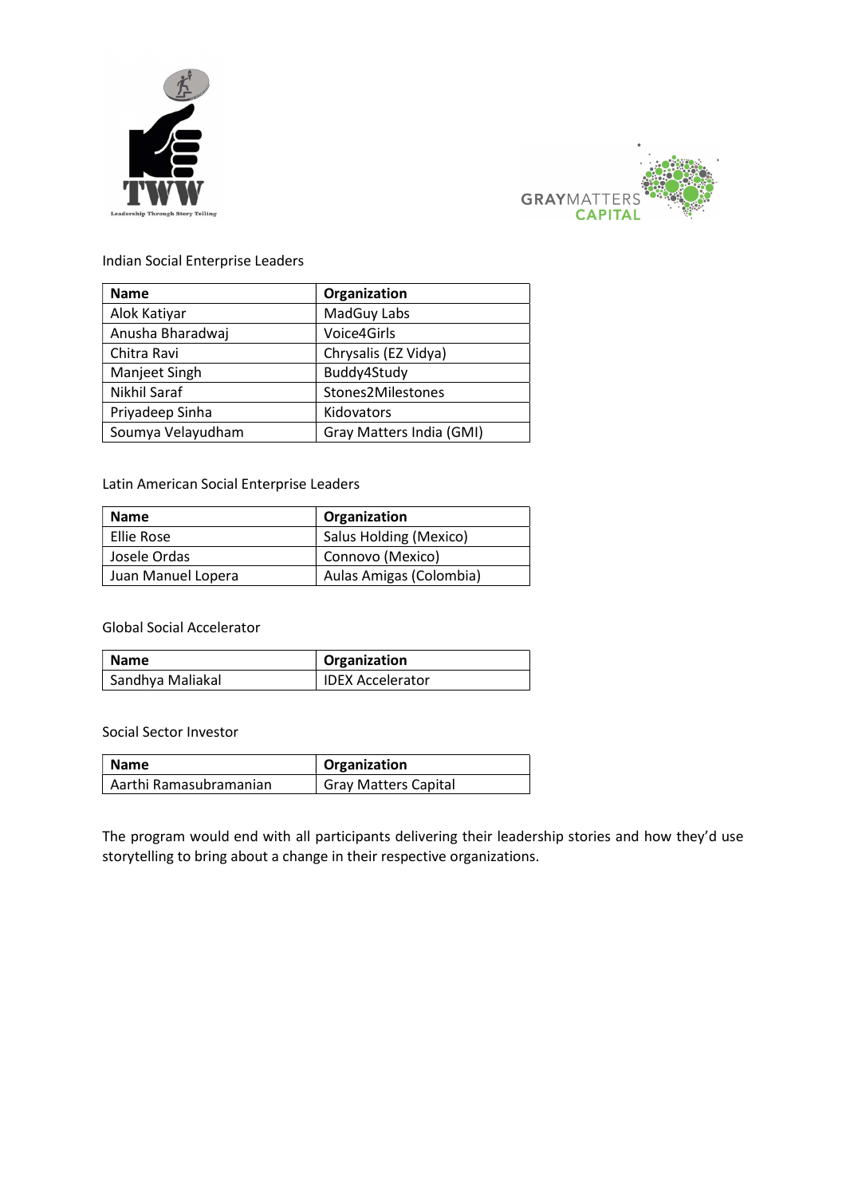Indian Social Enterprise Leaders

| Name | Organization |
| --- | --- |
| Alok Katiyar | MadGuy Labs |
| Anusha Bharadwaj | Voice4Girls |
| Chitra Ravi | Chrysalis (EZ Vidya) |
| Manjeet Singh | Buddy4Study |
| Nikhil Saraf | Stones2Milestones |
| Priyadeep Sinha | Kidovators |
| Soumya Velayudham | Gray Matters India (GMI) |

Latin American Social Enterprise Leaders

| Name | Organization |
| --- | --- |
| Ellie Rose | Salus Holding (Mexico) |
| Josele Ordas | Connovo (Mexico) |
| Juan Manuel Lopera | Aulas Amigas (Colombia) |

Global Social Accelerator

| Name | Organization |
| --- | --- |
| Sandhya Maliakal | IDEX Accelerator |

Social Sector Investor

| Name | Organization |
| --- | --- |
| Aarthi Ramasubramanian | Gray Matters Capital |

The program would end with all participants delivering their leadership stories and how they'd use storytelling to bring about a change in their respective organizations.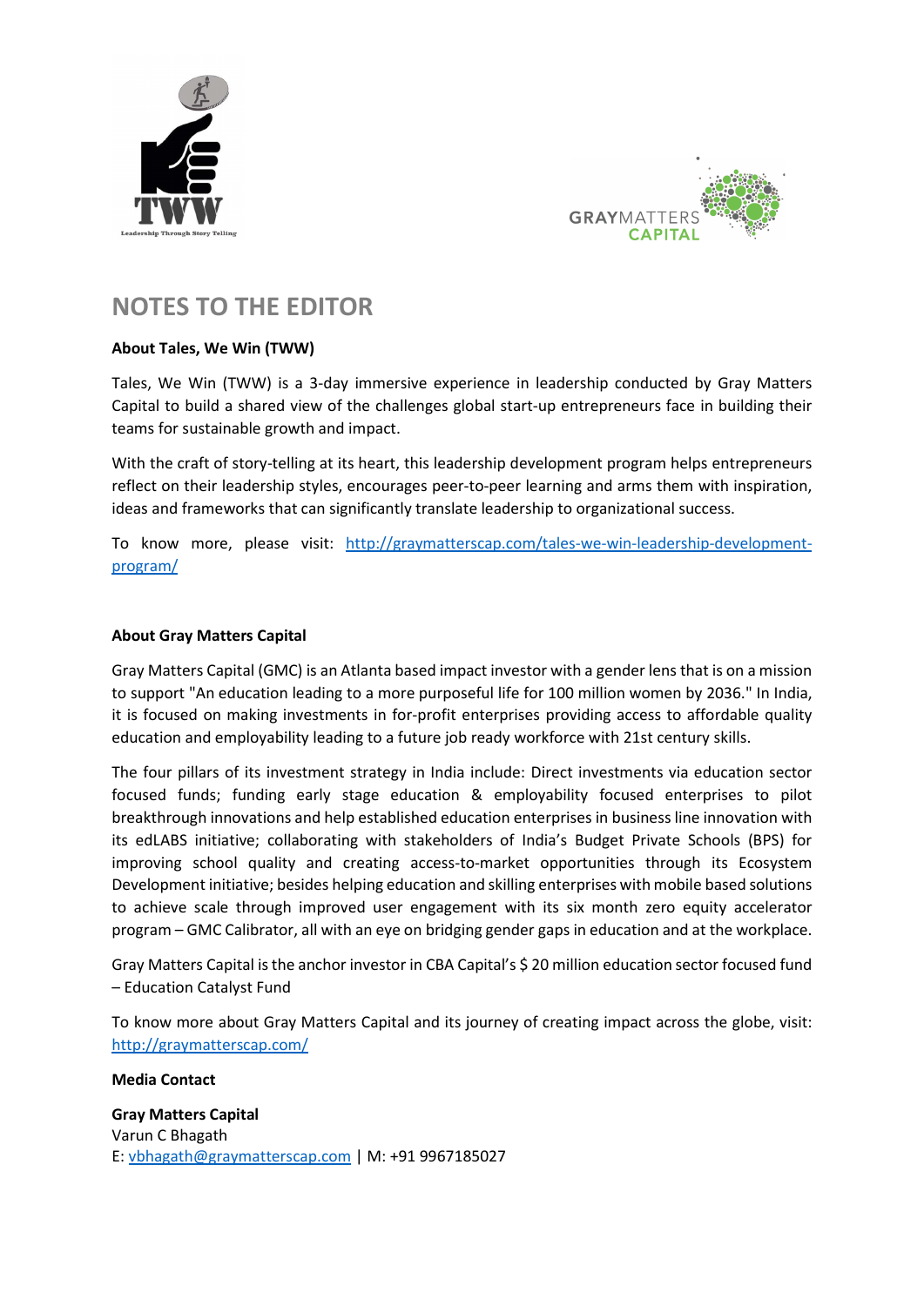# NOTES TO THE EDITOR

**About Tales, We Win (TWW)**

Tales, We Win (TWW) is a 3-day immersive experience in leadership conducted by Gray Matters Capital to build a shared view of the challenges global start-up entrepreneurs face in building their teams for sustainable growth and impact.

With the craft of story-telling at its heart, this leadership development program helps entrepreneurs reflect on their leadership styles, encourages peer-to-peer learning and arms them with inspiration, ideas and frameworks that can significantly translate leadership to organizational success.

To know more, please visit: [http://graymatterscap.com/tales-we-win-leadership-development-program/](http://graymatterscap.com/tales-we-win-leadership-development-program/)

**About Gray Matters Capital**

Gray Matters Capital (GMC) is an Atlanta based impact investor with a gender lens that is on a mission to support "An education leading to a more purposeful life for 100 million women by 2036." In India, it is focused on making investments in for-profit enterprises providing access to affordable quality education and employability leading to a future job ready workforce with 21st century skills.

The four pillars of its investment strategy in India include: Direct investments via education sector focused funds; funding early stage education & employability focused enterprises to pilot breakthrough innovations and help established education enterprises in business line innovation with its edLABS initiative; collaborating with stakeholders of India's Budget Private Schools (BPS) for improving school quality and creating access-to-market opportunities through its Ecosystem Development initiative; besides helping education and skilling enterprises with mobile based solutions to achieve scale through improved user engagement with its six month zero equity accelerator program – GMC Calibrator, all with an eye on bridging gender gaps in education and at the workplace.

Gray Matters Capital is the anchor investor in CBA Capital's $ 20 million education sector focused fund – Education Catalyst Fund

To know more about Gray Matters Capital and its journey of creating impact across the globe, visit: [http://graymatterscap.com/](http://graymatterscap.com/)

**Media Contact**

**Gray Matters Capital**
Varun C Bhagath
E: [vbhagath@graymatterscap.com](mailto:vbhagath@graymatterscap.com) | M: +91 9967185027